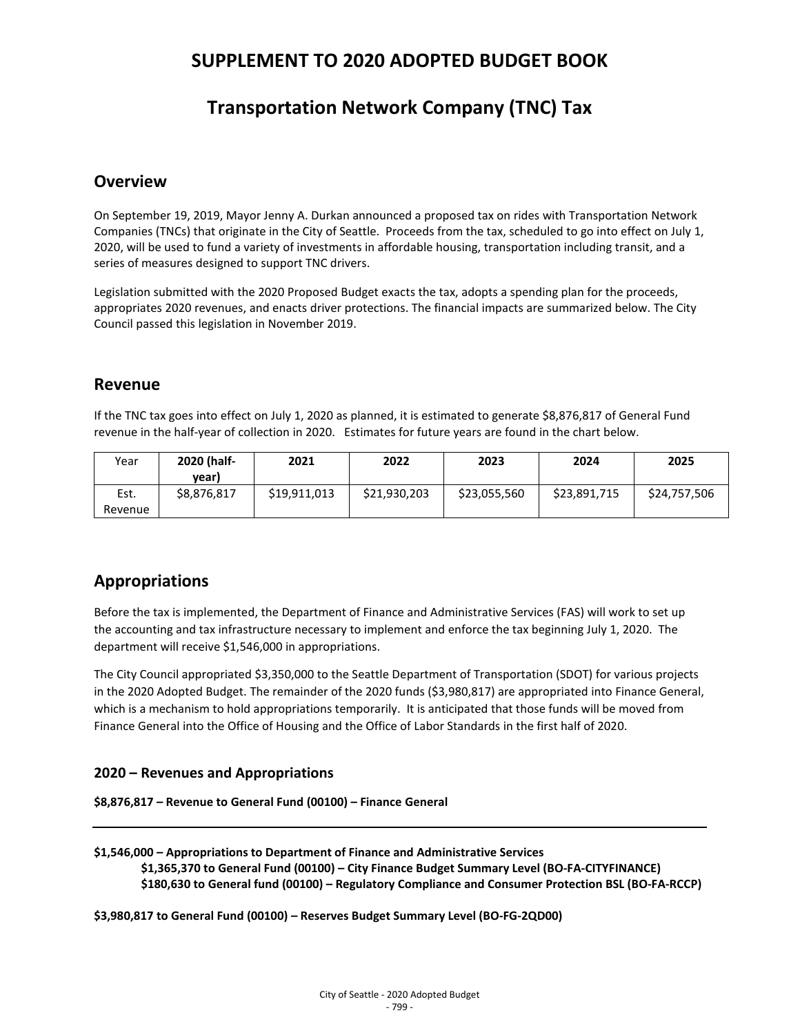# SUPPLEMENT TO 2020 ADOPTED BUDGET BOOK

# Transportation Network Company (TNC) Tax

## Overview

On September 19, 2019, Mayor Jenny A. Durkan announced a proposed tax on rides with Transportation Network Companies (TNCs) that originate in the City of Seattle. Proceeds from the tax, scheduled to go into effect on July 1, 2020, will be used to fund a variety of investments in affordable housing, transportation including transit, and a series of measures designed to support TNC drivers.

Legislation submitted with the 2020 Proposed Budget exacts the tax, adopts a spending plan for the proceeds, appropriates 2020 revenues, and enacts driver protections. The financial impacts are summarized below. The City Council passed this legislation in November 2019.

## Revenue

If the TNC tax goes into effect on July 1, 2020 as planned, it is estimated to generate $8,876,817 of General Fund revenue in the half-year of collection in 2020. Estimates for future years are found in the chart below.

| Year | **2020 (half-year)** | **2021** | **2022** | **2023** | **2024** | **2025** |
|---|---|---|---|---|---|---|
| Est. Revenue | $8,876,817 | $19,911,013 | $21,930,203 | $23,055,560 | $23,891,715 | $24,757,506 |

## Appropriations

Before the tax is implemented, the Department of Finance and Administrative Services (FAS) will work to set up the accounting and tax infrastructure necessary to implement and enforce the tax beginning July 1, 2020. The department will receive $1,546,000 in appropriations.

The City Council appropriated $3,350,000 to the Seattle Department of Transportation (SDOT) for various projects in the 2020 Adopted Budget. The remainder of the 2020 funds ($3,980,817) are appropriated into Finance General, which is a mechanism to hold appropriations temporarily. It is anticipated that those funds will be moved from Finance General into the Office of Housing and the Office of Labor Standards in the first half of 2020.

### 2020 – Revenues and Appropriations

**$8,876,817 – Revenue to General Fund (00100) – Finance General**

---

**$1,546,000 – Appropriations to Department of Finance and Administrative Services**

- **$1,365,370 to General Fund (00100) – City Finance Budget Summary Level (BO-FA-CITYFINANCE)**
- **$180,630 to General fund (00100) – Regulatory Compliance and Consumer Protection BSL (BO-FA-RCCP)**

**$3,980,817 to General Fund (00100) – Reserves Budget Summary Level (BO-FG-2QD00)**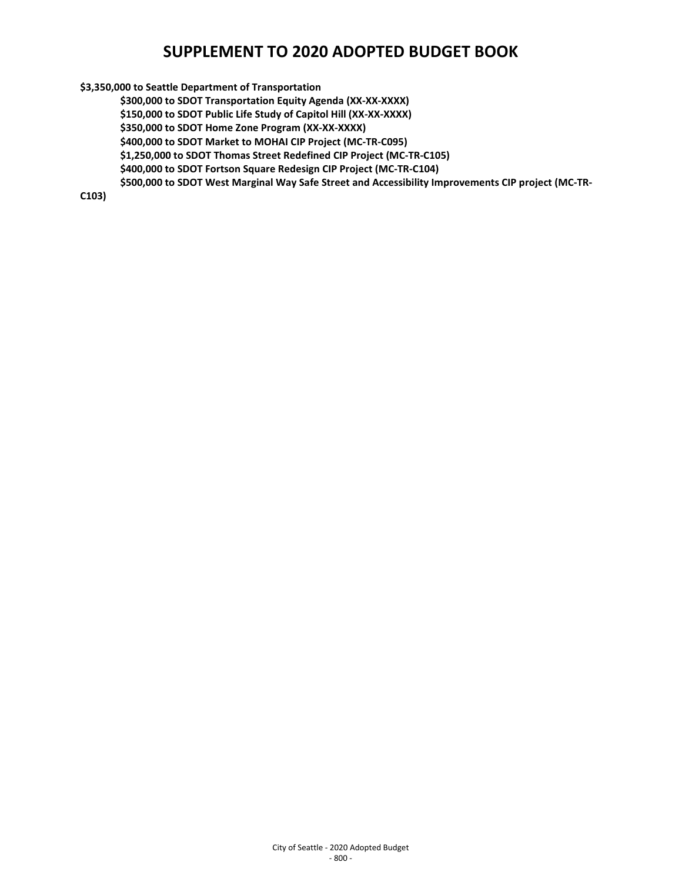# SUPPLEMENT TO 2020 ADOPTED BUDGET BOOK

**$3,350,000 to Seattle Department of Transportation**

- **$300,000 to SDOT Transportation Equity Agenda (XX-XX-XXXX)**
- **$150,000 to SDOT Public Life Study of Capitol Hill (XX-XX-XXXX)**
- **$350,000 to SDOT Home Zone Program (XX-XX-XXXX)**
- **$400,000 to SDOT Market to MOHAI CIP Project (MC-TR-C095)**
- **$1,250,000 to SDOT Thomas Street Redefined CIP Project (MC-TR-C105)**
- **$400,000 to SDOT Fortson Square Redesign CIP Project (MC-TR-C104)**
- **$500,000 to SDOT West Marginal Way Safe Street and Accessibility Improvements CIP project (MC-TR-C103)**